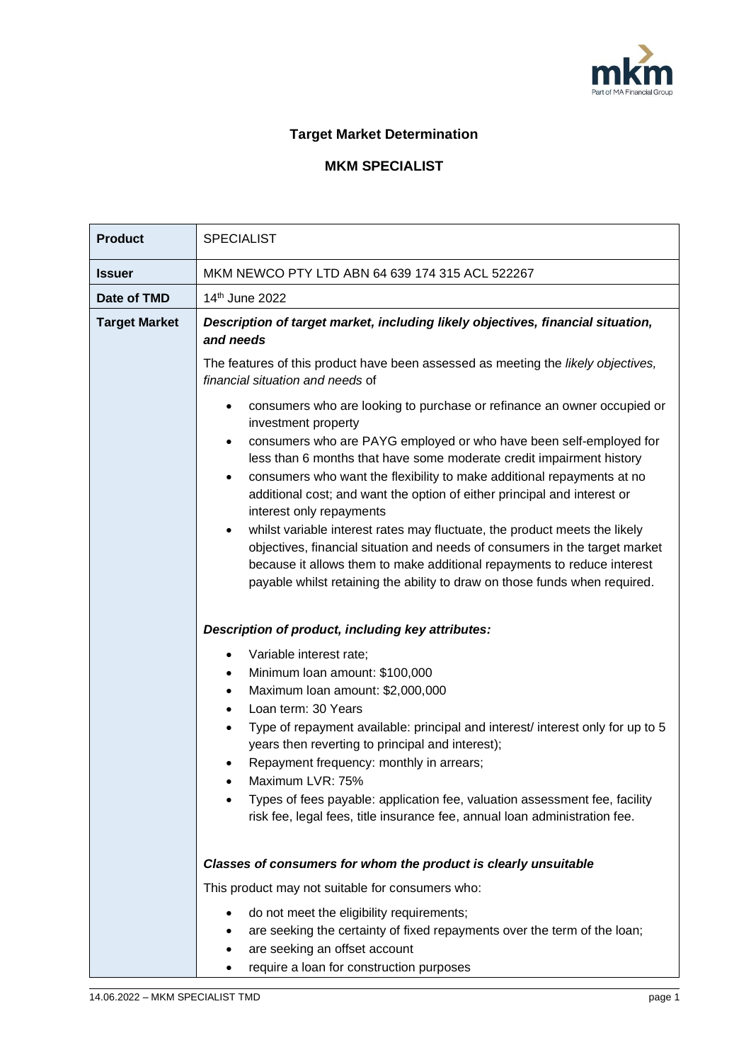# Target Market Determination

## MKM SPECIALIST

| **Product** | SPECIALIST |
|---|---|
| **Issuer** | MKM NEWCO PTY LTD ABN 64 639 174 315 ACL 522267 |
| **Date of TMD** | 14th June 2022 |
| **Target Market** | ***Description of target market, including likely objectives, financial situation, and needs***<br><br>The features of this product have been assessed as meeting the *likely objectives, financial situation and needs* of<br><br>• consumers who are looking to purchase or refinance an owner occupied or investment property<br>• consumers who are PAYG employed or who have been self-employed for less than 6 months that have some moderate credit impairment history<br>• consumers who want the flexibility to make additional repayments at no additional cost; and want the option of either principal and interest or interest only repayments<br>• whilst variable interest rates may fluctuate, the product meets the likely objectives, financial situation and needs of consumers in the target market because it allows them to make additional repayments to reduce interest payable whilst retaining the ability to draw on those funds when required.<br><br>***Description of product, including key attributes:***<br><br>• Variable interest rate;<br>• Minimum loan amount: $100,000<br>• Maximum loan amount: $2,000,000<br>• Loan term: 30 Years<br>• Type of repayment available: principal and interest/ interest only for up to 5 years then reverting to principal and interest);<br>• Repayment frequency: monthly in arrears;<br>• Maximum LVR: 75%<br>• Types of fees payable: application fee, valuation assessment fee, facility risk fee, legal fees, title insurance fee, annual loan administration fee.<br><br>***Classes of consumers for whom the product is clearly unsuitable***<br><br>This product may not suitable for consumers who:<br><br>• do not meet the eligibility requirements;<br>• are seeking the certainty of fixed repayments over the term of the loan;<br>• are seeking an offset account<br>• require a loan for construction purposes |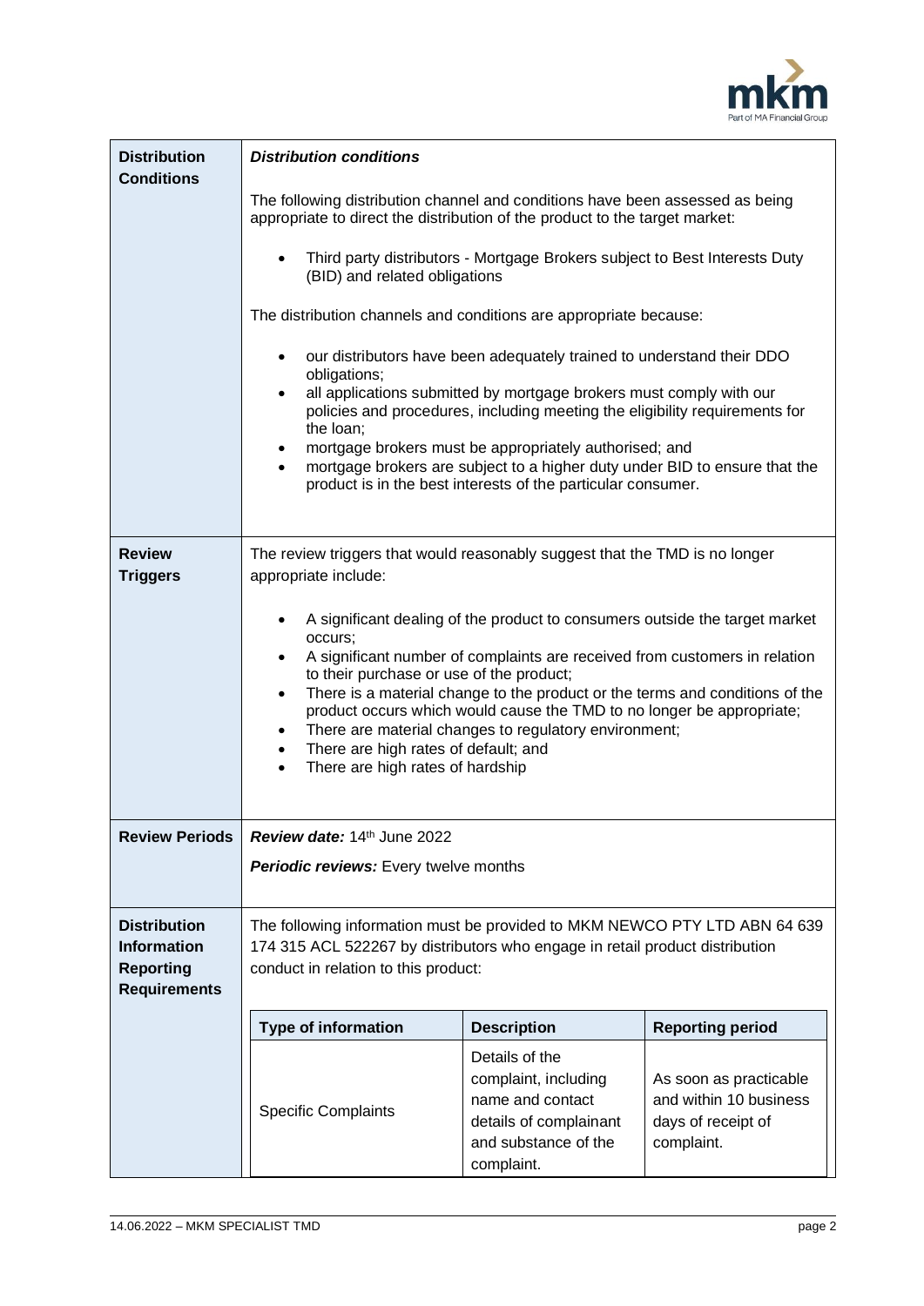| | |
|---|---|
| **Distribution Conditions** | ***Distribution conditions***<br><br>The following distribution channel and conditions have been assessed as being appropriate to direct the distribution of the product to the target market:<br><br>• Third party distributors - Mortgage Brokers subject to Best Interests Duty (BID) and related obligations<br><br>The distribution channels and conditions are appropriate because:<br><br>• our distributors have been adequately trained to understand their DDO obligations;<br>• all applications submitted by mortgage brokers must comply with our policies and procedures, including meeting the eligibility requirements for the loan;<br>• mortgage brokers must be appropriately authorised; and<br>• mortgage brokers are subject to a higher duty under BID to ensure that the product is in the best interests of the particular consumer. |
| **Review Triggers** | The review triggers that would reasonably suggest that the TMD is no longer appropriate include:<br><br>• A significant dealing of the product to consumers outside the target market occurs;<br>• A significant number of complaints are received from customers in relation to their purchase or use of the product;<br>• There is a material change to the product or the terms and conditions of the product occurs which would cause the TMD to no longer be appropriate;<br>• There are material changes to regulatory environment;<br>• There are high rates of default; and<br>• There are high rates of hardship |
| **Review Periods** | ***Review date:*** 14th June 2022<br><br>***Periodic reviews:*** Every twelve months |
| **Distribution Information Reporting Requirements** | The following information must be provided to MKM NEWCO PTY LTD ABN 64 639 174 315 ACL 522267 by distributors who engage in retail product distribution conduct in relation to this product: |

| Type of information | Description | Reporting period |
|---|---|---|
| Specific Complaints | Details of the complaint, including name and contact details of complainant and substance of the complaint. | As soon as practicable and within 10 business days of receipt of complaint. |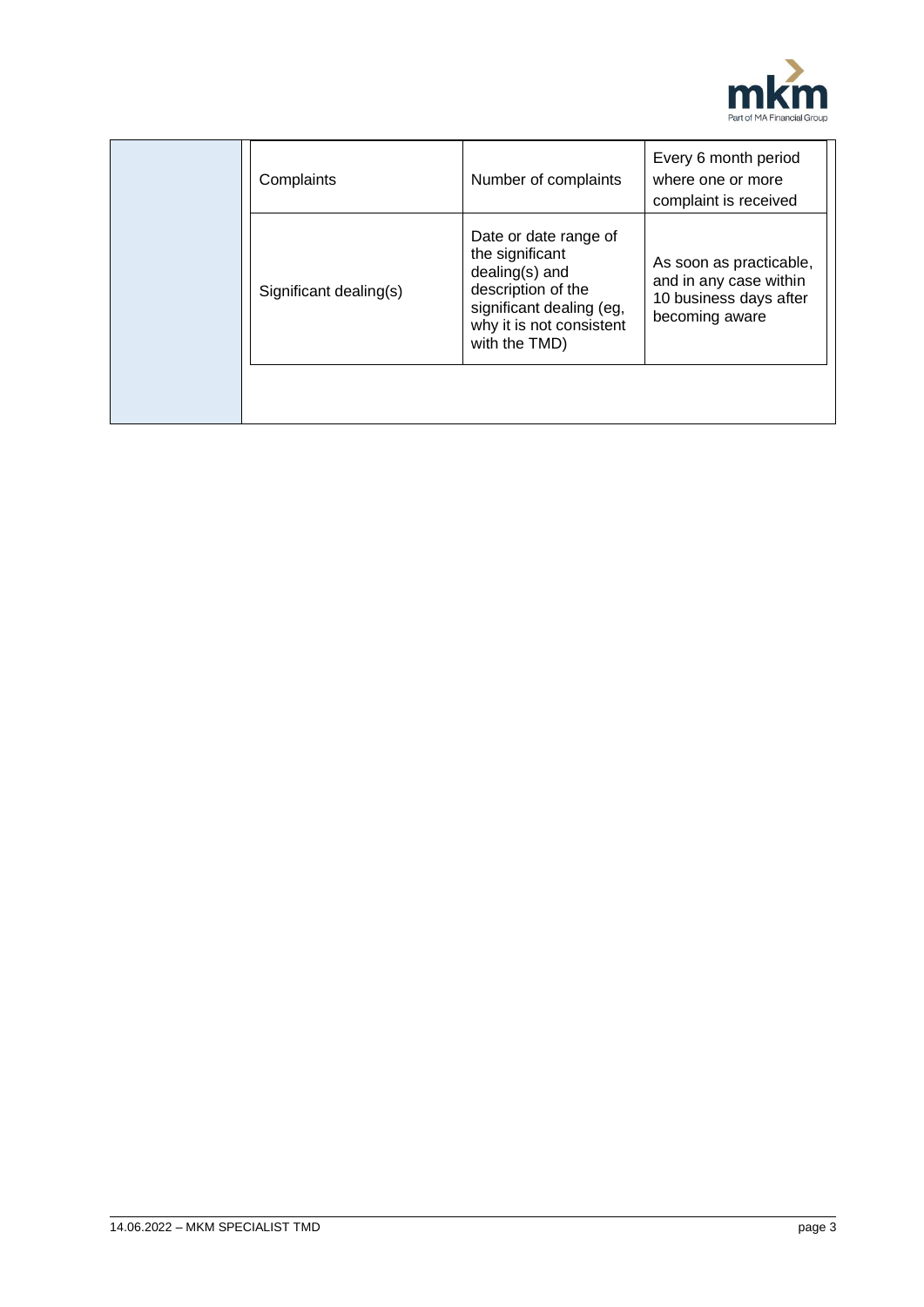| | | | |
|---|---|---|---|
| | Complaints | Number of complaints | Every 6 month period where one or more complaint is received |
| | Significant dealing(s) | Date or date range of the significant dealing(s) and description of the significant dealing (eg, why it is not consistent with the TMD) | As soon as practicable, and in any case within 10 business days after becoming aware |